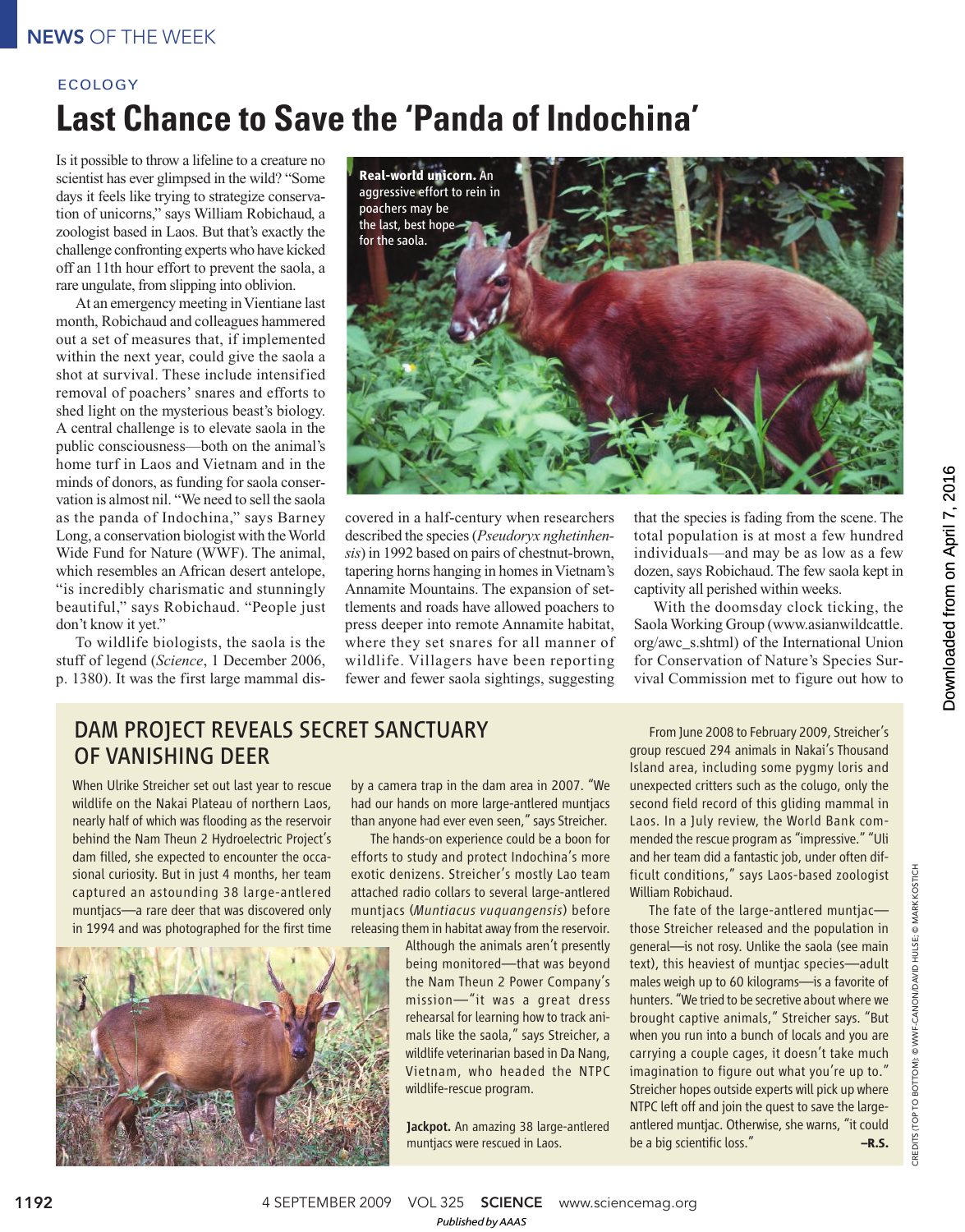ECOLOGY

# Last Chance to Save the 'Panda of Indochina'

Is it possible to throw a lifeline to a creature no scientist has ever glimpsed in the wild? "Some days it feels like trying to strategize conservation of unicorns," says William Robichaud, a zoologist based in Laos. But that's exactly the challenge confronting experts who have kicked off an 11th hour effort to prevent the saola, a rare ungulate, from slipping into oblivion.

At an emergency meeting in Vientiane last month, Robichaud and colleagues hammered out a set of measures that, if implemented within the next year, could give the saola a shot at survival. These include intensified removal of poachers' snares and efforts to shed light on the mysterious beast's biology. A central challenge is to elevate saola in the public consciousness—both on the animal's home turf in Laos and Vietnam and in the minds of donors, as funding for saola conservation is almost nil. "We need to sell the saola as the panda of Indochina," says Barney Long, a conservation biologist with the World Wide Fund for Nature (WWF). The animal, which resembles an African desert antelope, "is incredibly charismatic and stunningly beautiful," says Robichaud. "People just don't know it yet."

To wildlife biologists, the saola is the stuff of legend (*Science*, 1 December 2006, p. 1380). It was the first large mammal discovered in a half-century when researchers described the species (*Pseudoryx nghetinhensis*) in 1992 based on pairs of chestnut-brown, tapering horns hanging in homes in Vietnam's Annamite Mountains. The expansion of settlements and roads have allowed poachers to press deeper into remote Annamite habitat, where they set snares for all manner of wildlife. Villagers have been reporting fewer and fewer saola sightings, suggesting that the species is fading from the scene. The total population is at most a few hundred individuals—and may be as low as a few dozen, says Robichaud. The few saola kept in captivity all perished within weeks.

With the doomsday clock ticking, the Saola Working Group (www.asianwildcattle.org/awc_s.shtml) of the International Union for Conservation of Nature's Species Survival Commission met to figure out how to

**Real-world unicorn.** An aggressive effort to rein in poachers may be the last, best hope for the saola.

## DAM PROJECT REVEALS SECRET SANCTUARY OF VANISHING DEER

When Ulrike Streicher set out last year to rescue wildlife on the Nakai Plateau of northern Laos, nearly half of which was flooding as the reservoir behind the Nam Theun 2 Hydroelectric Project's dam filled, she expected to encounter the occasional curiosity. But in just 4 months, her team captured an astounding 38 large-antlered muntjacs—a rare deer that was discovered only in 1994 and was photographed for the first time by a camera trap in the dam area in 2007. "We had our hands on more large-antlered muntjacs than anyone had ever even seen," says Streicher.

The hands-on experience could be a boon for efforts to study and protect Indochina's more exotic denizens. Streicher's mostly Lao team attached radio collars to several large-antlered muntjacs (*Muntiacus vuquangensis*) before releasing them in habitat away from the reservoir. Although the animals aren't presently being monitored—that was beyond the Nam Theun 2 Power Company's mission—"it was a great dress rehearsal for learning how to track animals like the saola," says Streicher, a wildlife veterinarian based in Da Nang, Vietnam, who headed the NTPC wildlife-rescue program.

**Jackpot.** An amazing 38 large-antlered muntjacs were rescued in Laos.

From June 2008 to February 2009, Streicher's group rescued 294 animals in Nakai's Thousand Island area, including some pygmy loris and unexpected critters such as the colugo, only the second field record of this gliding mammal in Laos. In a July review, the World Bank commended the rescue program as "impressive." "Uli and her team did a fantastic job, under often difficult conditions," says Laos-based zoologist William Robichaud.

The fate of the large-antlered muntjac—those Streicher released and the population in general—is not rosy. Unlike the saola (see main text), this heaviest of muntjac species—adult males weigh up to 60 kilograms—is a favorite of hunters. "We tried to be secretive about where we brought captive animals," Streicher says. "But when you run into a bunch of locals and you are carrying a couple cages, it doesn't take much imagination to figure out what you're up to." Streicher hopes outside experts will pick up where NTPC left off and join the quest to save the large-antlered muntjac. Otherwise, she warns, "it could be a big scientific loss."

–R.S.

CREDITS (TOP TO BOTTOM): © WWF-CANON/DAVID HULSE; © MARK KOSTICH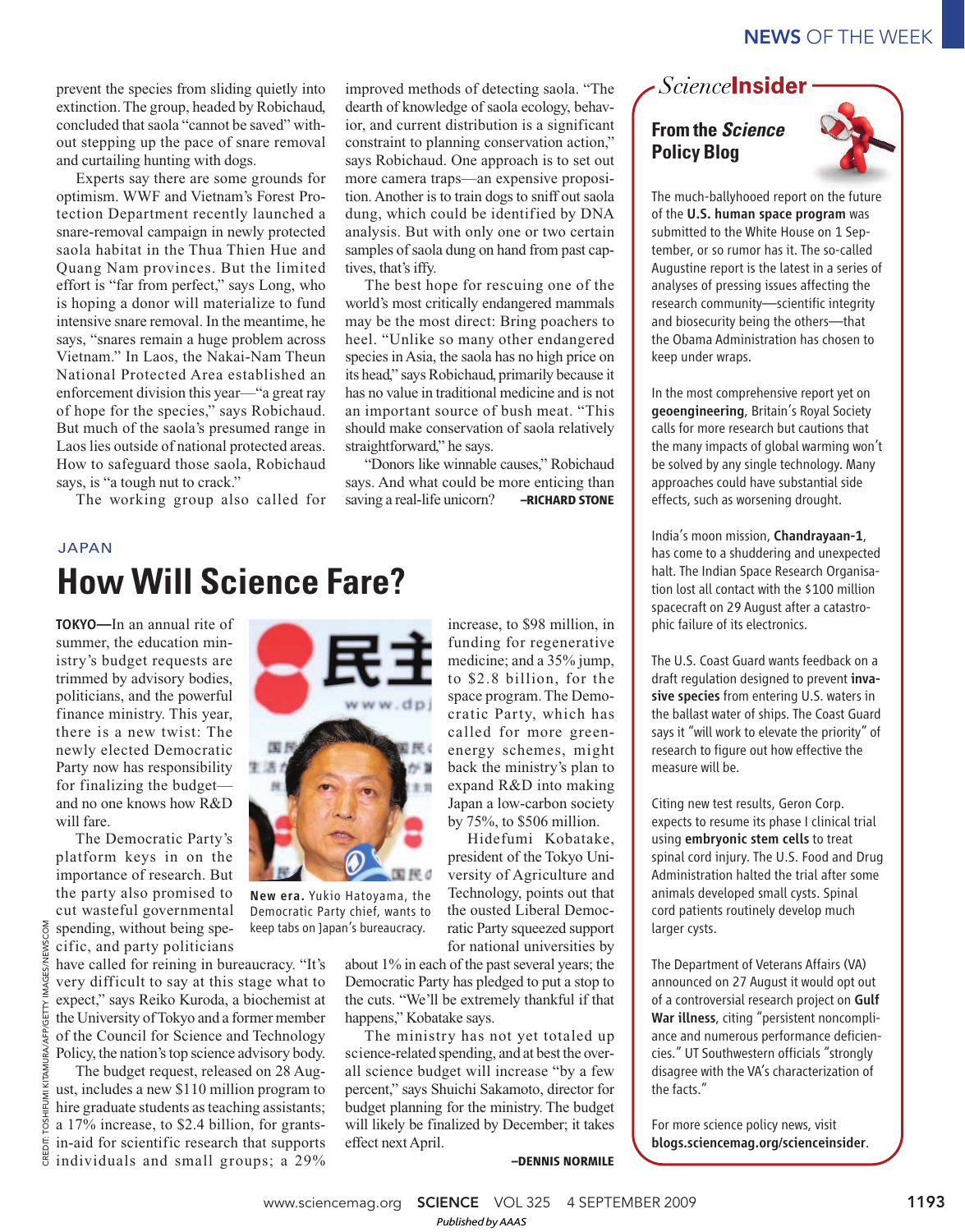prevent the species from sliding quietly into extinction. The group, headed by Robichaud, concluded that saola "cannot be saved" without stepping up the pace of snare removal and curtailing hunting with dogs.

Experts say there are some grounds for optimism. WWF and Vietnam's Forest Protection Department recently launched a snare-removal campaign in newly protected saola habitat in the Thua Thien Hue and Quang Nam provinces. But the limited effort is "far from perfect," says Long, who is hoping a donor will materialize to fund intensive snare removal. In the meantime, he says, "snares remain a huge problem across Vietnam." In Laos, the Nakai-Nam Theun National Protected Area established an enforcement division this year—"a great ray of hope for the species," says Robichaud. But much of the saola's presumed range in Laos lies outside of national protected areas. How to safeguard those saola, Robichaud says, is "a tough nut to crack."

The working group also called for improved methods of detecting saola. "The dearth of knowledge of saola ecology, behavior, and current distribution is a significant constraint to planning conservation action," says Robichaud. One approach is to set out more camera traps—an expensive proposition. Another is to train dogs to sniff out saola dung, which could be identified by DNA analysis. But with only one or two certain samples of saola dung on hand from past captives, that's iffy.

The best hope for rescuing one of the world's most critically endangered mammals may be the most direct: Bring poachers to heel. "Unlike so many other endangered species in Asia, the saola has no high price on its head," says Robichaud, primarily because it has no value in traditional medicine and is not an important source of bush meat. "This should make conservation of saola relatively straightforward," he says.

"Donors like winnable causes," Robichaud says. And what could be more enticing than saving a real-life unicorn? **–RICHARD STONE**

JAPAN

# How Will Science Fare?

**TOKYO—**In an annual rite of summer, the education ministry's budget requests are trimmed by advisory bodies, politicians, and the powerful finance ministry. This year, there is a new twist: The newly elected Democratic Party now has responsibility for finalizing the budget—and no one knows how R&D will fare.

The Democratic Party's platform keys in on the importance of research. But the party also promised to cut wasteful governmental spending, without being specific, and party politicians have called for reining in bureaucracy. "It's very difficult to say at this stage what to expect," says Reiko Kuroda, a biochemist at the University of Tokyo and a former member of the Council for Science and Technology Policy, the nation's top science advisory body.

The budget request, released on 28 August, includes a new $110 million program to hire graduate students as teaching assistants; a 17% increase, to $2.4 billion, for grants-in-aid for scientific research that supports individuals and small groups; a 29% increase, to $98 million, in funding for regenerative medicine; and a 35% jump, to $2.8 billion, for the space program. The Democratic Party, which has called for more green-energy schemes, might back the ministry's plan to expand R&D into making Japan a low-carbon society by 75%, to $506 million.

**New era.** Yukio Hatoyama, the Democratic Party chief, wants to keep tabs on Japan's bureaucracy.

CREDIT: TOSHIFUMI KITAMURA/AFP/GETTY IMAGES/NEWSCOM

Hidefumi Kobatake, president of the Tokyo University of Agriculture and Technology, points out that the ousted Liberal Democratic Party squeezed support for national universities by about 1% in each of the past several years; the Democratic Party has pledged to put a stop to the cuts. "We'll be extremely thankful if that happens," Kobatake says.

The ministry has not yet totaled up science-related spending, and at best the overall science budget will increase "by a few percent," says Shuichi Sakamoto, director for budget planning for the ministry. The budget will likely be finalized by December; it takes effect next April.

**–DENNIS NORMILE**

## *Science*Insider

### From the *Science* Policy Blog

The much-ballyhooed report on the future of the **U.S. human space program** was submitted to the White House on 1 September, or so rumor has it. The so-called Augustine report is the latest in a series of analyses of pressing issues affecting the research community—scientific integrity and biosecurity being the others—that the Obama Administration has chosen to keep under wraps.

In the most comprehensive report yet on **geoengineering**, Britain's Royal Society calls for more research but cautions that the many impacts of global warming won't be solved by any single technology. Many approaches could have substantial side effects, such as worsening drought.

India's moon mission, **Chandrayaan-1**, has come to a shuddering and unexpected halt. The Indian Space Research Organisation lost all contact with the $100 million spacecraft on 29 August after a catastrophic failure of its electronics.

The U.S. Coast Guard wants feedback on a draft regulation designed to prevent **invasive species** from entering U.S. waters in the ballast water of ships. The Coast Guard says it "will work to elevate the priority" of research to figure out how effective the measure will be.

Citing new test results, Geron Corp. expects to resume its phase I clinical trial using **embryonic stem cells** to treat spinal cord injury. The U.S. Food and Drug Administration halted the trial after some animals developed small cysts. Spinal cord patients routinely develop much larger cysts.

The Department of Veterans Affairs (VA) announced on 27 August it would opt out of a controversial research project on **Gulf War illness**, citing "persistent noncompliance and numerous performance deficiencies." UT Southwestern officials "strongly disagree with the VA's characterization of the facts."

For more science policy news, visit **blogs.sciencemag.org/scienceinsider**.